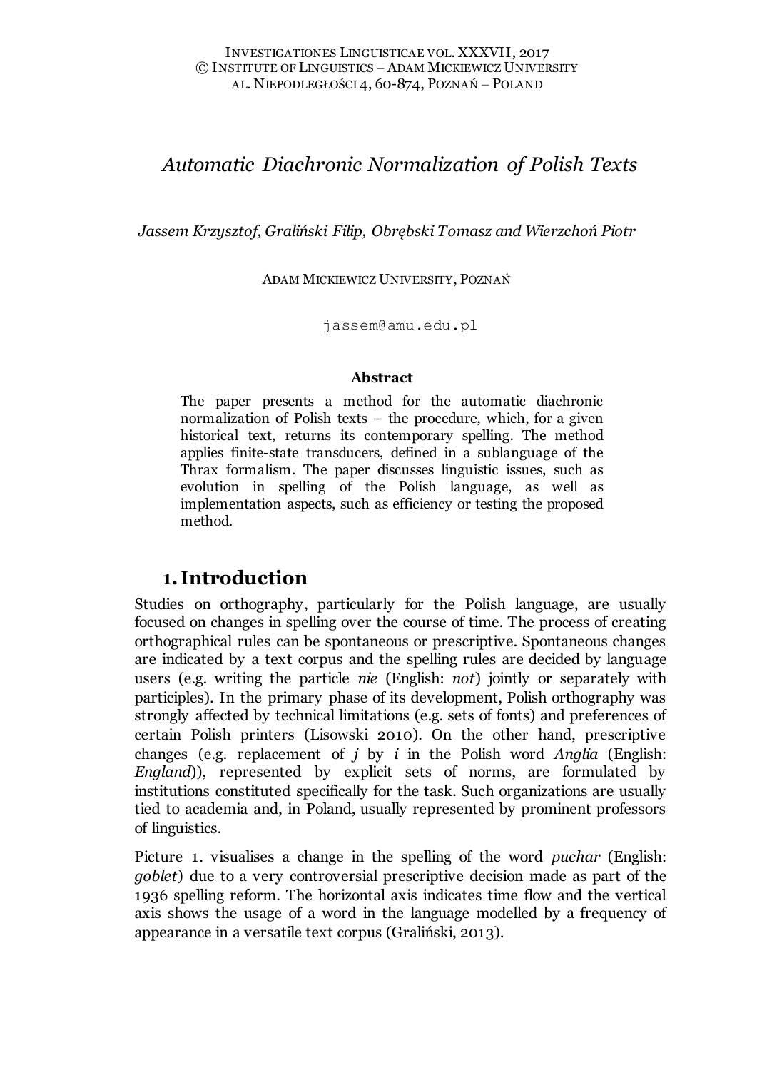Investigationes Linguisticae vol. XXXVII, 2017
© Institute of Linguistics – Adam Mickiewicz University
al. Niepodległości 4, 60-874, Poznań – Poland

# *Automatic Diachronic Normalization of Polish Texts*

*Jassem Krzysztof, Graliński Filip, Obrębski Tomasz and Wierzchoń Piotr*

Adam Mickiewicz University, Poznań

jassem@amu.edu.pl

**Abstract**

The paper presents a method for the automatic diachronic normalization of Polish texts – the procedure, which, for a given historical text, returns its contemporary spelling. The method applies finite-state transducers, defined in a sublanguage of the Thrax formalism. The paper discusses linguistic issues, such as evolution in spelling of the Polish language, as well as implementation aspects, such as efficiency or testing the proposed method.

## 1. Introduction

Studies on orthography, particularly for the Polish language, are usually focused on changes in spelling over the course of time. The process of creating orthographical rules can be spontaneous or prescriptive. Spontaneous changes are indicated by a text corpus and the spelling rules are decided by language users (e.g. writing the particle *nie* (English: *not*) jointly or separately with participles). In the primary phase of its development, Polish orthography was strongly affected by technical limitations (e.g. sets of fonts) and preferences of certain Polish printers (Lisowski 2010). On the other hand, prescriptive changes (e.g. replacement of *j* by *i* in the Polish word *Anglia* (English: *England*)), represented by explicit sets of norms, are formulated by institutions constituted specifically for the task. Such organizations are usually tied to academia and, in Poland, usually represented by prominent professors of linguistics.

Picture 1. visualises a change in the spelling of the word *puchar* (English: *goblet*) due to a very controversial prescriptive decision made as part of the 1936 spelling reform. The horizontal axis indicates time flow and the vertical axis shows the usage of a word in the language modelled by a frequency of appearance in a versatile text corpus (Graliński, 2013).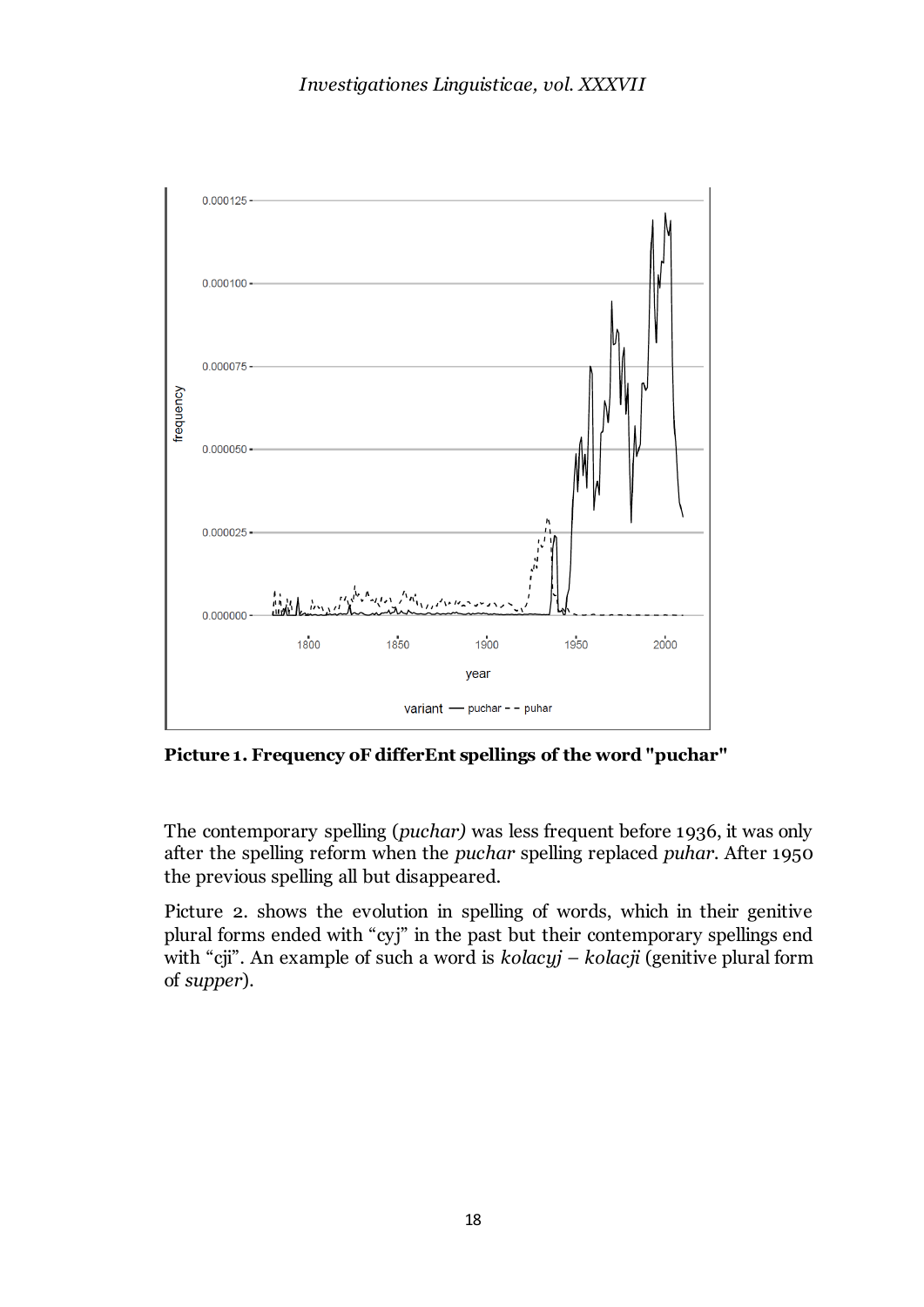**Picture 1. Frequency oF differEnt spellings of the word "puchar"**

The contemporary spelling (*puchar)* was less frequent before 1936, it was only after the spelling reform when the *puchar* spelling replaced *puhar*. After 1950 the previous spelling all but disappeared.

Picture 2. shows the evolution in spelling of words, which in their genitive plural forms ended with "cyj" in the past but their contemporary spellings end with "cji". An example of such a word is *kolacyj – kolacji* (genitive plural form of *supper*).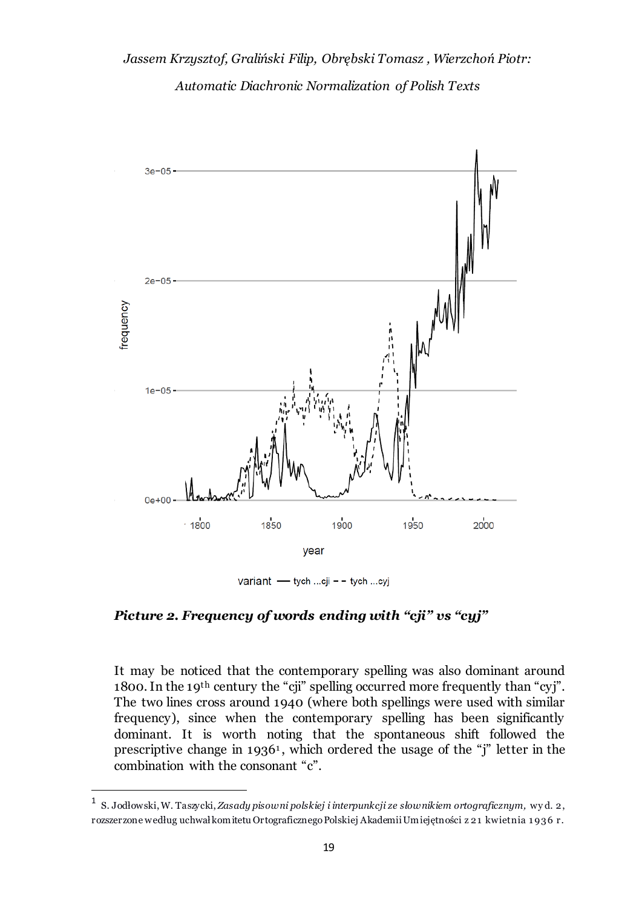**Picture 2. Frequency of words ending with "cji" vs "cyj"**

It may be noticed that the contemporary spelling was also dominant around 1800. In the 19th century the "cji" spelling occurred more frequently than "cyj". The two lines cross around 1940 (where both spellings were used with similar frequency), since when the contemporary spelling has been significantly dominant. It is worth noting that the spontaneous shift followed the prescriptive change in 1936[1], which ordered the usage of the "j" letter in the combination with the consonant "c".

---

[1] S. Jodłowski, W. Taszycki, *Zasady pisowni polskiej i interpunkcji ze słownikiem ortograficznym,* wyd. 2, rozszerzone według uchwał komitetu Ortograficznego Polskiej Akademii Umiejętności z 21 kwietnia 1936 r.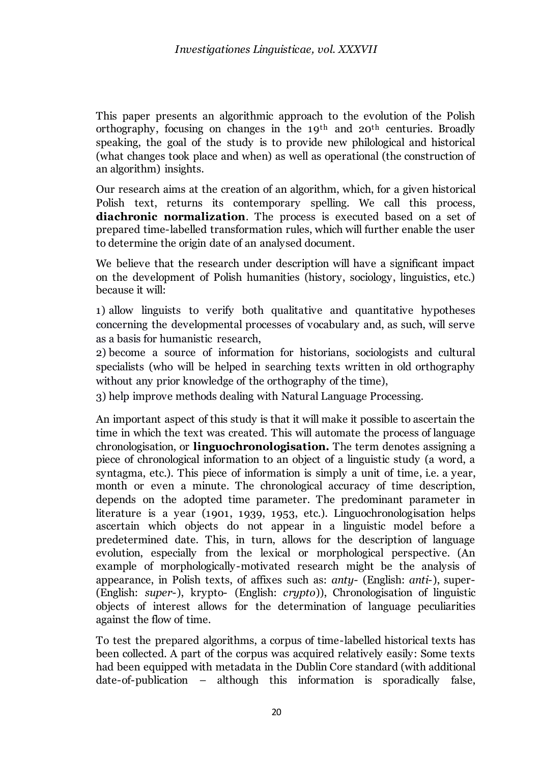This paper presents an algorithmic approach to the evolution of the Polish orthography, focusing on changes in the 19th and 20th centuries. Broadly speaking, the goal of the study is to provide new philological and historical (what changes took place and when) as well as operational (the construction of an algorithm) insights.

Our research aims at the creation of an algorithm, which, for a given historical Polish text, returns its contemporary spelling. We call this process, **diachronic normalization**. The process is executed based on a set of prepared time-labelled transformation rules, which will further enable the user to determine the origin date of an analysed document.

We believe that the research under description will have a significant impact on the development of Polish humanities (history, sociology, linguistics, etc.) because it will:

1) allow linguists to verify both qualitative and quantitative hypotheses concerning the developmental processes of vocabulary and, as such, will serve as a basis for humanistic research,
2) become a source of information for historians, sociologists and cultural specialists (who will be helped in searching texts written in old orthography without any prior knowledge of the orthography of the time),
3) help improve methods dealing with Natural Language Processing.

An important aspect of this study is that it will make it possible to ascertain the time in which the text was created. This will automate the process of language chronologisation, or **linguochronologisation.** The term denotes assigning a piece of chronological information to an object of a linguistic study (a word, a syntagma, etc.). This piece of information is simply a unit of time, i.e. a year, month or even a minute. The chronological accuracy of time description, depends on the adopted time parameter. The predominant parameter in literature is a year (1901, 1939, 1953, etc.). Linguochronologisation helps ascertain which objects do not appear in a linguistic model before a predetermined date. This, in turn, allows for the description of language evolution, especially from the lexical or morphological perspective. (An example of morphologically-motivated research might be the analysis of appearance, in Polish texts, of affixes such as: *anty-* (English: *anti-*), super- (English: *super-*), krypto- (English: *crypto*)), Chronologisation of linguistic objects of interest allows for the determination of language peculiarities against the flow of time.

To test the prepared algorithms, a corpus of time-labelled historical texts has been collected. A part of the corpus was acquired relatively easily: Some texts had been equipped with metadata in the Dublin Core standard (with additional date-of-publication – although this information is sporadically false,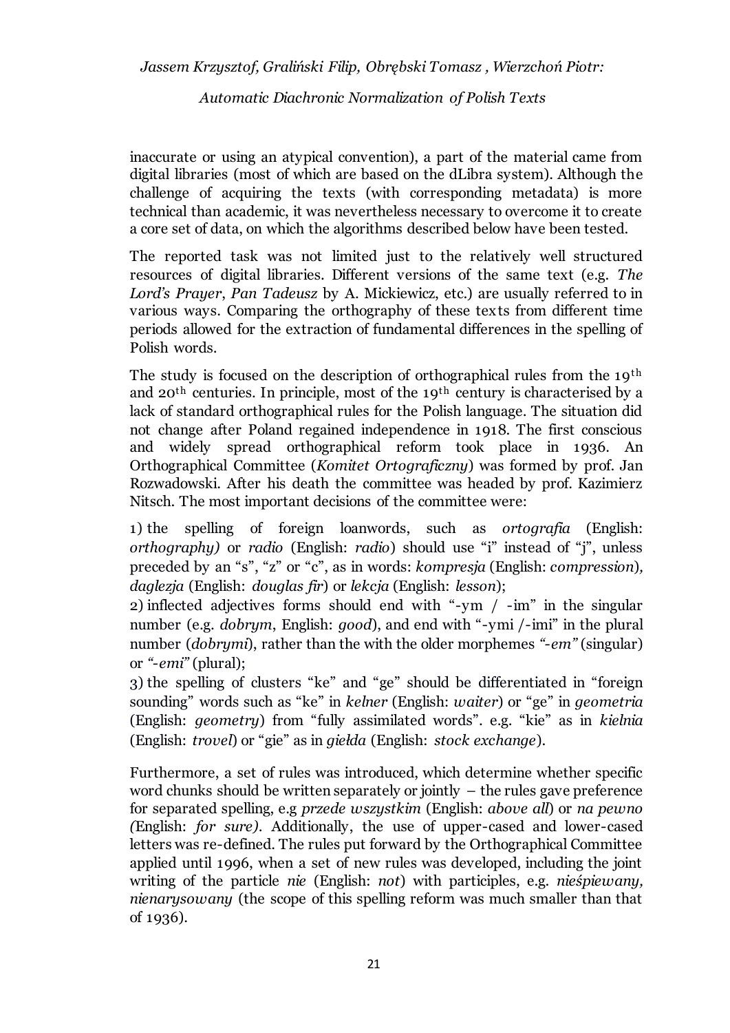inaccurate or using an atypical convention), a part of the material came from digital libraries (most of which are based on the dLibra system). Although the challenge of acquiring the texts (with corresponding metadata) is more technical than academic, it was nevertheless necessary to overcome it to create a core set of data, on which the algorithms described below have been tested.

The reported task was not limited just to the relatively well structured resources of digital libraries. Different versions of the same text (e.g. *The Lord's Prayer*, *Pan Tadeusz* by A. Mickiewicz, etc.) are usually referred to in various ways. Comparing the orthography of these texts from different time periods allowed for the extraction of fundamental differences in the spelling of Polish words.

The study is focused on the description of orthographical rules from the 19th and 20th centuries. In principle, most of the 19th century is characterised by a lack of standard orthographical rules for the Polish language. The situation did not change after Poland regained independence in 1918. The first conscious and widely spread orthographical reform took place in 1936. An Orthographical Committee (*Komitet Ortograficzny*) was formed by prof. Jan Rozwadowski. After his death the committee was headed by prof. Kazimierz Nitsch. The most important decisions of the committee were:

1) the spelling of foreign loanwords, such as *ortografia* (English: *orthography)* or *radio* (English: *radio*) should use "i" instead of "j", unless preceded by an "s", "z" or "c", as in words: *kompresja* (English: *compression*), *daglezja* (English: *douglas fir*) or *lekcja* (English: *lesson*);
2) inflected adjectives forms should end with "-ym / -im" in the singular number (e.g. *dobrym*, English: *good*), and end with "-ymi /-imi" in the plural number (*dobrymi*), rather than the with the older morphemes *"-em"* (singular) or *"-emi"* (plural);
3) the spelling of clusters "ke" and "ge" should be differentiated in "foreign sounding" words such as "ke" in *kelner* (English: *waiter*) or "ge" in *geometria* (English: *geometry*) from "fully assimilated words". e.g. "kie" as in *kielnia* (English: *trovel*) or "gie" as in *giełda* (English: *stock exchange*).

Furthermore, a set of rules was introduced, which determine whether specific word chunks should be written separately or jointly – the rules gave preference for separated spelling, e.g *przede wszystkim* (English: *above all*) or *na pewno (*English: *for sure)*. Additionally, the use of upper-cased and lower-cased letters was re-defined. The rules put forward by the Orthographical Committee applied until 1996, when a set of new rules was developed, including the joint writing of the particle *nie* (English: *not*) with participles, e.g. *nieśpiewany, nienarysowany* (the scope of this spelling reform was much smaller than that of 1936).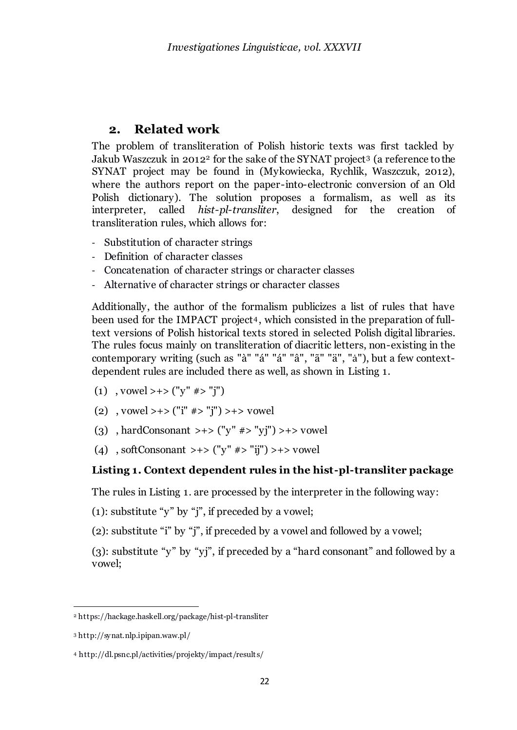## 2. Related work

The problem of transliteration of Polish historic texts was first tackled by Jakub Waszczuk in 2012[2] for the sake of the SYNAT project[3] (a reference to the SYNAT project may be found in (Mykowiecka, Rychlik, Waszczuk, 2012), where the authors report on the paper-into-electronic conversion of an Old Polish dictionary). The solution proposes a formalism, as well as its interpreter, called *hist-pl-transliter*, designed for the creation of transliteration rules, which allows for:

- Substitution of character strings
- Definition of character classes
- Concatenation of character strings or character classes
- Alternative of character strings or character classes

Additionally, the author of the formalism publicizes a list of rules that have been used for the IMPACT project[4], which consisted in the preparation of full-text versions of Polish historical texts stored in selected Polish digital libraries. The rules focus mainly on transliteration of diacritic letters, non-existing in the contemporary writing (such as "à" "á" "á" "â", "ã" "ä", "å"), but a few context-dependent rules are included there as well, as shown in Listing 1.

```
(1)  , vowel >+> ("y" #> "j")
(2)  , vowel >+> ("i" #> "j") >+> vowel
(3)  , hardConsonant >+> ("y" #> "yj") >+> vowel
(4)  , softConsonant >+> ("y" #> "ij") >+> vowel
```

**Listing 1. Context dependent rules in the hist-pl-transliter package**

The rules in Listing 1. are processed by the interpreter in the following way:

(1): substitute “y” by “j”, if preceded by a vowel;

(2): substitute “i” by “j”, if preceded by a vowel and followed by a vowel;

(3): substitute “y” by “yj”, if preceded by a “hard consonant” and followed by a vowel;

---

[2] https://hackage.haskell.org/package/hist-pl-transliter

[3] http://synat.nlp.ipipan.waw.pl/

[4] http://dl.psnc.pl/activities/projekty/impact/results/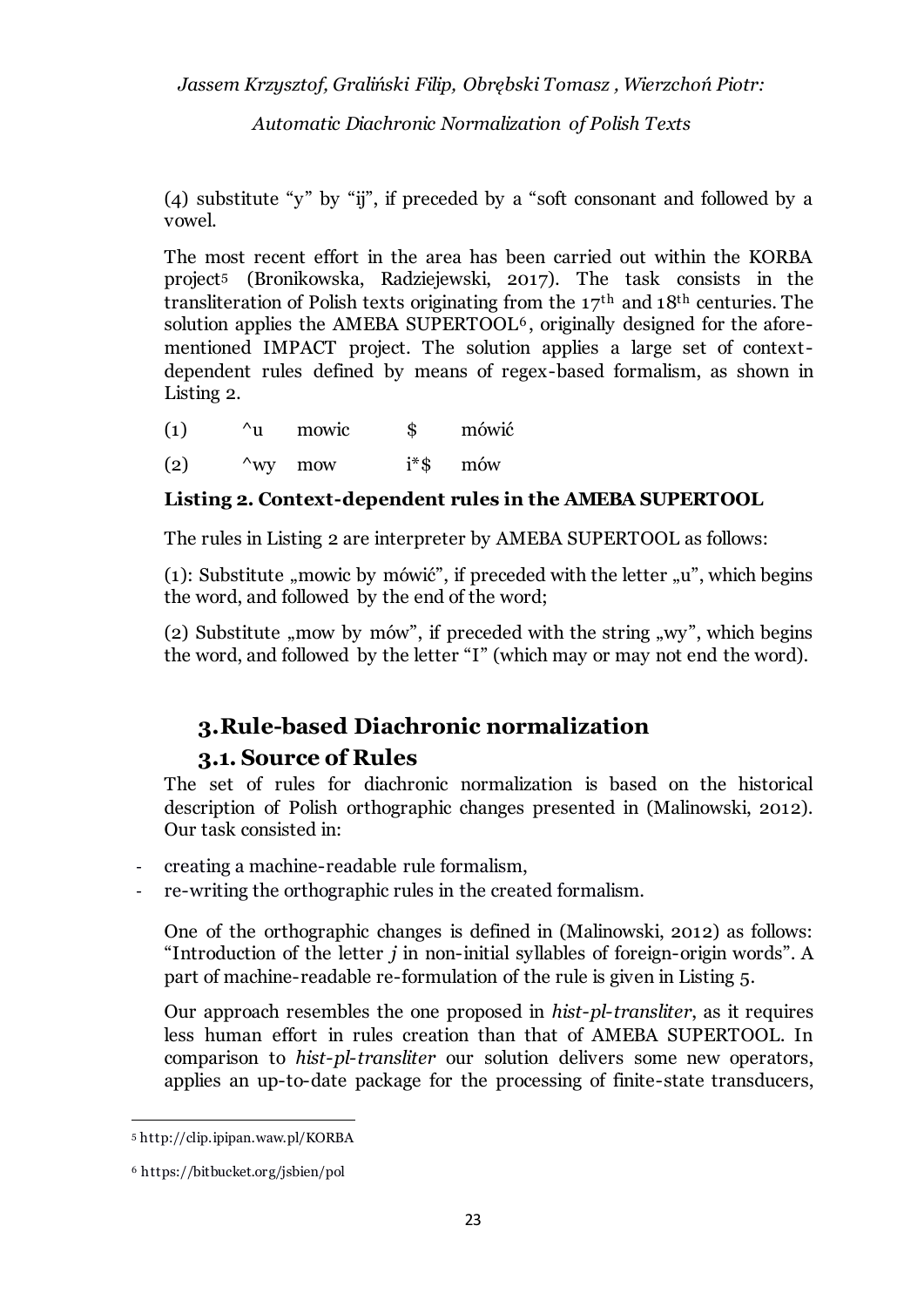(4) substitute "y" by "ij", if preceded by a "soft consonant and followed by a vowel.

The most recent effort in the area has been carried out within the KORBA project[5] (Bronikowska, Radziejewski, 2017). The task consists in the transliteration of Polish texts originating from the 17th and 18th centuries. The solution applies the AMEBA SUPERTOOL[6], originally designed for the aforementioned IMPACT project. The solution applies a large set of context-dependent rules defined by means of regex-based formalism, as shown in Listing 2.

| | | | | |
|---|---|---|---|---|
| (1) | ^u | mowic | $ | mówić |
| (2) | ^wy | mow | i*$ | mów |

**Listing 2. Context-dependent rules in the AMEBA SUPERTOOL**

The rules in Listing 2 are interpreter by AMEBA SUPERTOOL as follows:

(1): Substitute „mowic by mówić", if preceded with the letter „u", which begins the word, and followed by the end of the word;

(2) Substitute „mow by mów", if preceded with the string „wy", which begins the word, and followed by the letter "I" (which may or may not end the word).

# 3. Rule-based Diachronic normalization

## 3.1. Source of Rules

The set of rules for diachronic normalization is based on the historical description of Polish orthographic changes presented in (Malinowski, 2012). Our task consisted in:

- creating a machine-readable rule formalism,
- re-writing the orthographic rules in the created formalism.

One of the orthographic changes is defined in (Malinowski, 2012) as follows: "Introduction of the letter *j* in non-initial syllables of foreign-origin words". A part of machine-readable re-formulation of the rule is given in Listing 5.

Our approach resembles the one proposed in *hist-pl-transliter*, as it requires less human effort in rules creation than that of AMEBA SUPERTOOL. In comparison to *hist-pl-transliter* our solution delivers some new operators, applies an up-to-date package for the processing of finite-state transducers,

---

[5] http://clip.ipipan.waw.pl/KORBA

[6] https://bitbucket.org/jsbien/pol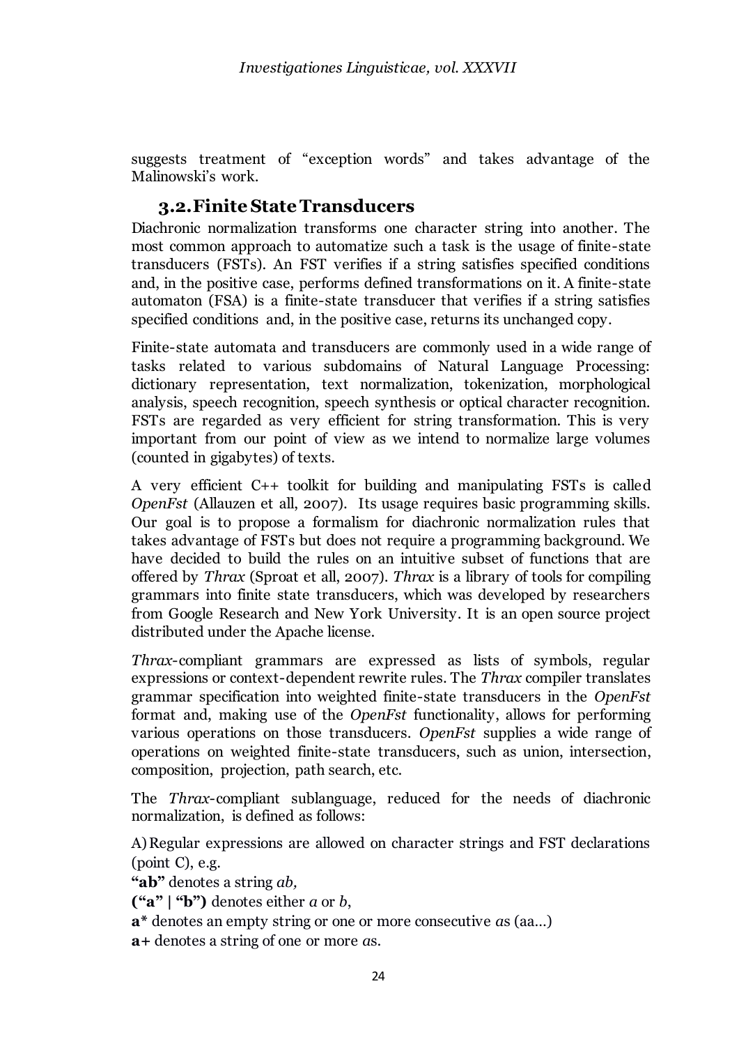suggests treatment of "exception words" and takes advantage of the Malinowski's work.

## 3.2. Finite State Transducers

Diachronic normalization transforms one character string into another. The most common approach to automatize such a task is the usage of finite-state transducers (FSTs). An FST verifies if a string satisfies specified conditions and, in the positive case, performs defined transformations on it. A finite-state automaton (FSA) is a finite-state transducer that verifies if a string satisfies specified conditions and, in the positive case, returns its unchanged copy.

Finite-state automata and transducers are commonly used in a wide range of tasks related to various subdomains of Natural Language Processing: dictionary representation, text normalization, tokenization, morphological analysis, speech recognition, speech synthesis or optical character recognition. FSTs are regarded as very efficient for string transformation. This is very important from our point of view as we intend to normalize large volumes (counted in gigabytes) of texts.

A very efficient C++ toolkit for building and manipulating FSTs is called *OpenFst* (Allauzen et all, 2007). Its usage requires basic programming skills. Our goal is to propose a formalism for diachronic normalization rules that takes advantage of FSTs but does not require a programming background. We have decided to build the rules on an intuitive subset of functions that are offered by *Thrax* (Sproat et all, 2007). *Thrax* is a library of tools for compiling grammars into finite state transducers, which was developed by researchers from Google Research and New York University. It is an open source project distributed under the Apache license.

*Thrax*-compliant grammars are expressed as lists of symbols, regular expressions or context-dependent rewrite rules. The *Thrax* compiler translates grammar specification into weighted finite-state transducers in the *OpenFst* format and, making use of the *OpenFst* functionality, allows for performing various operations on those transducers. *OpenFst* supplies a wide range of operations on weighted finite-state transducers, such as union, intersection, composition, projection, path search, etc.

The *Thrax*-compliant sublanguage, reduced for the needs of diachronic normalization, is defined as follows:

A) Regular expressions are allowed on character strings and FST declarations (point C), e.g.

**"ab"** denotes a string *ab*,

**("a" | "b")** denotes either *a* or *b*,

**a*** denotes an empty string or one or more consecutive *a*s (aa…)

**a+** denotes a string of one or more *a*s.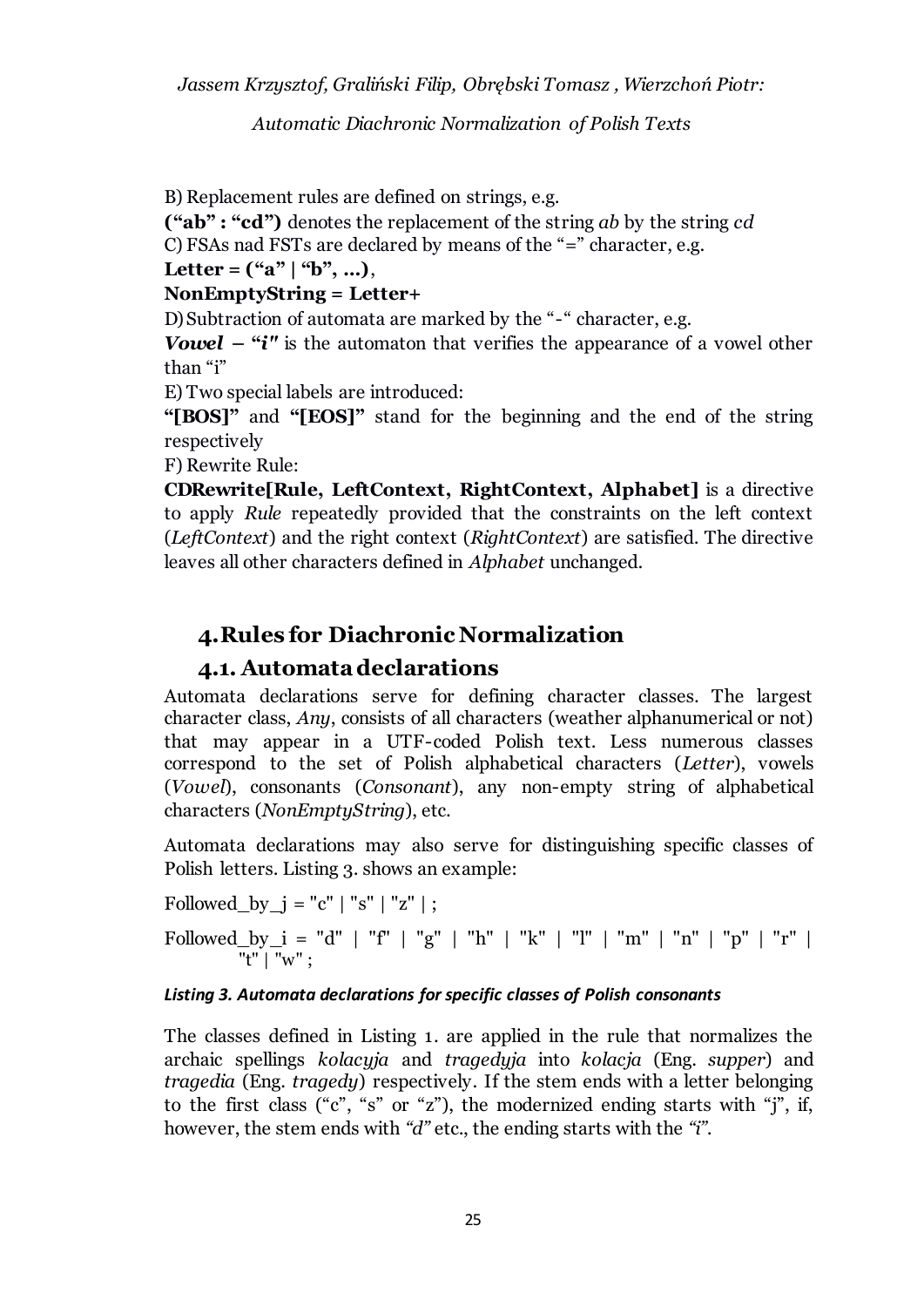B) Replacement rules are defined on strings, e.g.

**(“ab” : “cd”)** denotes the replacement of the string *ab* by the string *cd*

C) FSAs nad FSTs are declared by means of the “=” character, e.g.

**Letter = (“a” | “b”, ...)**,

**NonEmptyString = Letter+**

D) Subtraction of automata are marked by the “-“ character, e.g.

***Vowel* – “*i*”** is the automaton that verifies the appearance of a vowel other than “i”

E) Two special labels are introduced:

**“[BOS]”** and **“[EOS]”** stand for the beginning and the end of the string respectively

F) Rewrite Rule:

**CDRewrite[Rule, LeftContext, RightContext, Alphabet]** is a directive to apply *Rule* repeatedly provided that the constraints on the left context (*LeftContext*) and the right context (*RightContext*) are satisfied. The directive leaves all other characters defined in *Alphabet* unchanged.

# 4. Rules for Diachronic Normalization

## 4.1. Automata declarations

Automata declarations serve for defining character classes. The largest character class, *Any*, consists of all characters (weather alphanumerical or not) that may appear in a UTF-coded Polish text. Less numerous classes correspond to the set of Polish alphabetical characters (*Letter*), vowels (*Vowel*), consonants (*Consonant*), any non-empty string of alphabetical characters (*NonEmptyString*), etc.

Automata declarations may also serve for distinguishing specific classes of Polish letters. Listing 3. shows an example:

```
Followed_by_j = "c" | "s" | "z" | ;

Followed_by_i = "d" | "f" | "g" | "h" | "k" | "l" | "m" | "n" | "p" | "r" |
        "t" | "w" ;
```

***Listing 3. Automata declarations for specific classes of Polish consonants***

The classes defined in Listing 1. are applied in the rule that normalizes the archaic spellings *kolacyja* and *tragedyja* into *kolacja* (Eng. *supper*) and *tragedia* (Eng. *tragedy*) respectively. If the stem ends with a letter belonging to the first class (“c”, “s” or “z”), the modernized ending starts with “j”, if, however, the stem ends with *“d”* etc., the ending starts with the *“i”*.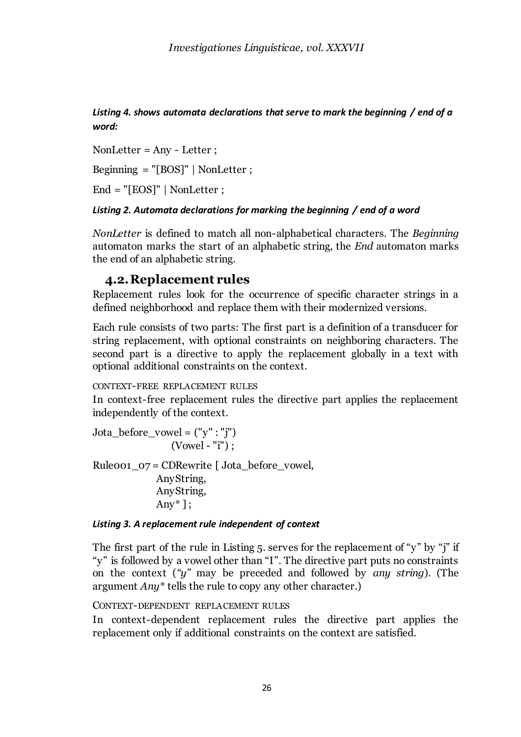***Listing 4. shows automata declarations that serve to mark the beginning / end of a word:***

```
NonLetter = Any - Letter ;

Beginning = "[BOS]" | NonLetter ;

End = "[EOS]" | NonLetter ;
```

***Listing 2. Automata declarations for marking the beginning / end of a word***

*NonLetter* is defined to match all non-alphabetical characters. The *Beginning* automaton marks the start of an alphabetic string, the *End* automaton marks the end of an alphabetic string.

## 4.2. Replacement rules

Replacement rules look for the occurrence of specific character strings in a defined neighborhood and replace them with their modernized versions.

Each rule consists of two parts: The first part is a definition of a transducer for string replacement, with optional constraints on neighboring characters. The second part is a directive to apply the replacement globally in a text with optional additional constraints on the context.

CONTEXT-FREE REPLACEMENT RULES

In context-free replacement rules the directive part applies the replacement independently of the context.

```
Jota_before_vowel = ("y" : "j")
                    (Vowel - "i") ;

Rule001_07 = CDRewrite [ Jota_before_vowel,
             AnyString,
             AnyString,
             Any* ] ;
```

***Listing 3. A replacement rule independent of context***

The first part of the rule in Listing 5. serves for the replacement of "y" by "j" if "y" is followed by a vowel other than "I". The directive part puts no constraints on the context (*"y"* may be preceded and followed by *any string*). (The argument *Any\** tells the rule to copy any other character.)

CONTEXT-DEPENDENT REPLACEMENT RULES

In context-dependent replacement rules the directive part applies the replacement only if additional constraints on the context are satisfied.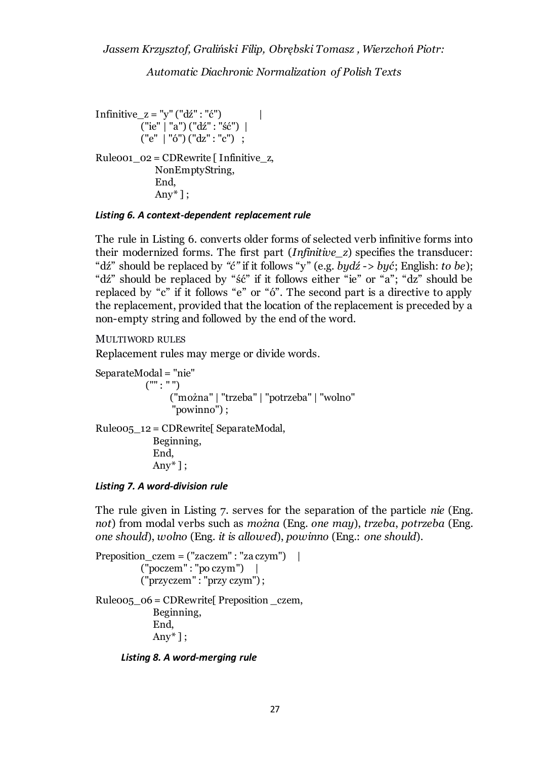```
Infinitive_z = "y" ("dź" : "ć")            |
            ("ie" | "a") ("dź" : "ść")  |
            ("e"  | "ó") ("dz" : "c")   ;

Rule001_02 = CDRewrite [ Infinitive_z,
                 NonEmptyString,
                 End,
                 Any* ] ;
```

***Listing 6. A context-dependent replacement rule***

The rule in Listing 6. converts older forms of selected verb infinitive forms into their modernized forms. The first part (*Infinitive_z*) specifies the transducer: "dź" should be replaced by *"ć"* if it follows "y" (e.g. *bydź* -> *być*; English: *to be*); "dź" should be replaced by "ść" if it follows either "ie" or "a"; "dz" should be replaced by "c" if it follows "e" or "ó". The second part is a directive to apply the replacement, provided that the location of the replacement is preceded by a non-empty string and followed by the end of the word.

MULTIWORD RULES

Replacement rules may merge or divide words.

```
SeparateModal = "nie"
              ("" : " ")
                    ("można" | "trzeba" | "potrzeba" | "wolno"
                     "powinno") ;

Rule005_12 = CDRewrite[ SeparateModal,
                Beginning,
                End,
                Any* ] ;
```

***Listing 7. A word-division rule***

The rule given in Listing 7. serves for the separation of the particle *nie* (Eng. *not*) from modal verbs such as *można* (Eng. *one may*), *trzeba*, *potrzeba* (Eng. *one should*), *wolno* (Eng. *it is allowed*), *powinno* (Eng.: *one should*).

```
Preposition_czem = ("zaczem" : "za czym")    |
            ("poczem" : "po czym")    |
            ("przyczem" : "przy czym") ;

Rule005_06 = CDRewrite[ Preposition _czem,
                Beginning,
                End,
                Any* ] ;
```

***Listing 8. A word-merging rule***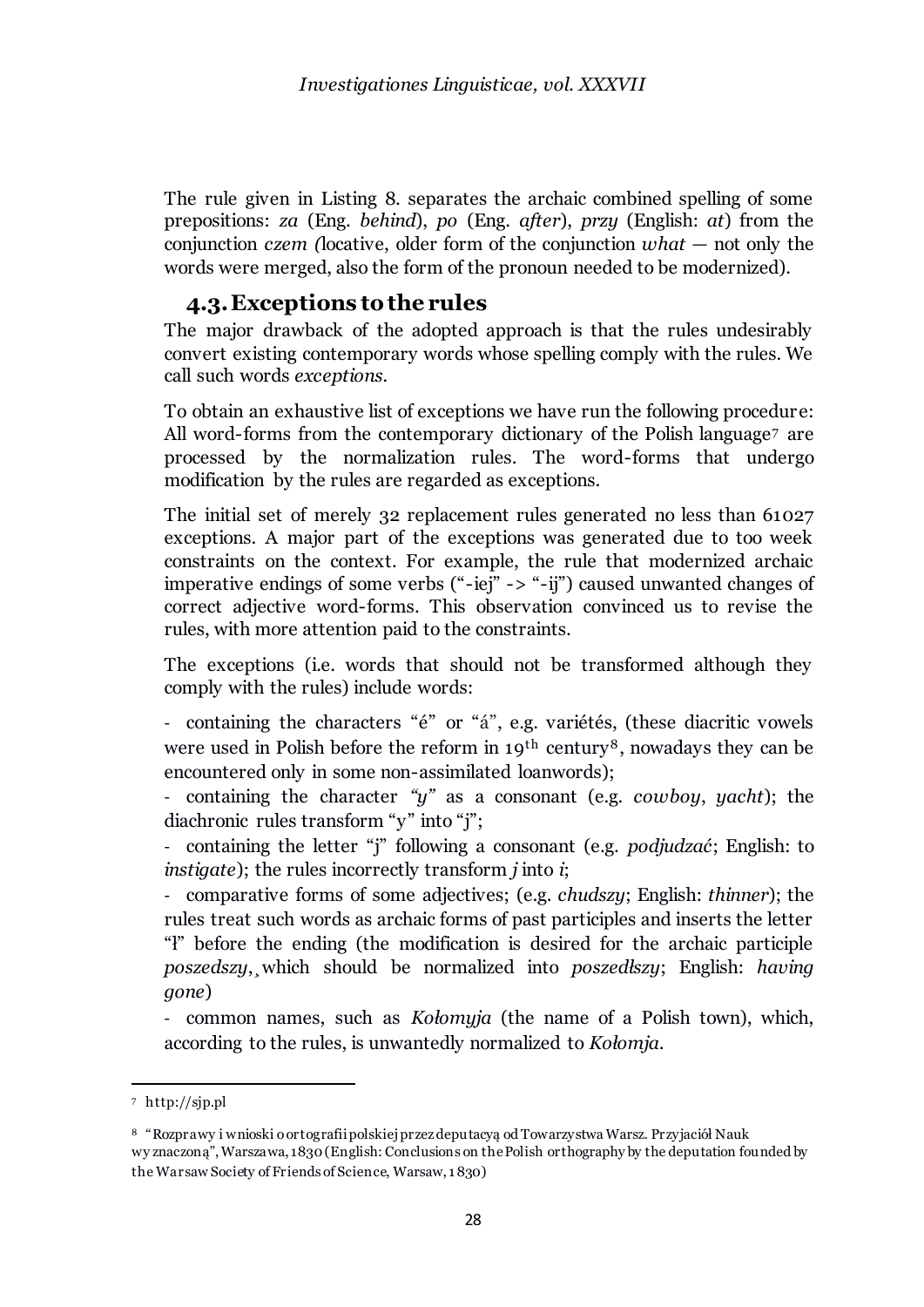The rule given in Listing 8. separates the archaic combined spelling of some prepositions: *za* (Eng. *behind*), *po* (Eng. *after*), *przy* (English: *at*) from the conjunction *czem (*locative, older form of the conjunction *what* — not only the words were merged, also the form of the pronoun needed to be modernized).

## 4.3. Exceptions to the rules

The major drawback of the adopted approach is that the rules undesirably convert existing contemporary words whose spelling comply with the rules. We call such words *exceptions*.

To obtain an exhaustive list of exceptions we have run the following procedure: All word-forms from the contemporary dictionary of the Polish language[7] are processed by the normalization rules. The word-forms that undergo modification by the rules are regarded as exceptions.

The initial set of merely 32 replacement rules generated no less than 61027 exceptions. A major part of the exceptions was generated due to too week constraints on the context. For example, the rule that modernized archaic imperative endings of some verbs ("-iej" -> "-ij") caused unwanted changes of correct adjective word-forms. This observation convinced us to revise the rules, with more attention paid to the constraints.

The exceptions (i.e. words that should not be transformed although they comply with the rules) include words:

- containing the characters "é" or "á", e.g. variétés, (these diacritic vowels were used in Polish before the reform in 19th century[8], nowadays they can be encountered only in some non-assimilated loanwords);
- containing the character *"y"* as a consonant (e.g. *cowboy*, *yacht*); the diachronic rules transform "y" into "j";
- containing the letter "j" following a consonant (e.g. *podjudzać*; English: to *instigate*); the rules incorrectly transform *j* into *i*;
- comparative forms of some adjectives; (e.g. *chudszy*; English: *thinner*); the rules treat such words as archaic forms of past participles and inserts the letter "ł" before the ending (the modification is desired for the archaic participle *poszedszy*,¸which should be normalized into *poszedłszy*; English: *having gone*)
- common names, such as *Kołomyja* (the name of a Polish town), which, according to the rules, is unwantedly normalized to *Kołomja*.

---

[7] http://sjp.pl

[8] "Rozprawy i wnioski o ortografii polskiej przez deputacyą od Towarzystwa Warsz. Przyjaciół Nauk wyznaczoną", Warszawa, 1830 (English: Conclusions on the Polish orthography by the deputation founded by the Warsaw Society of Friends of Science, Warsaw, 1830)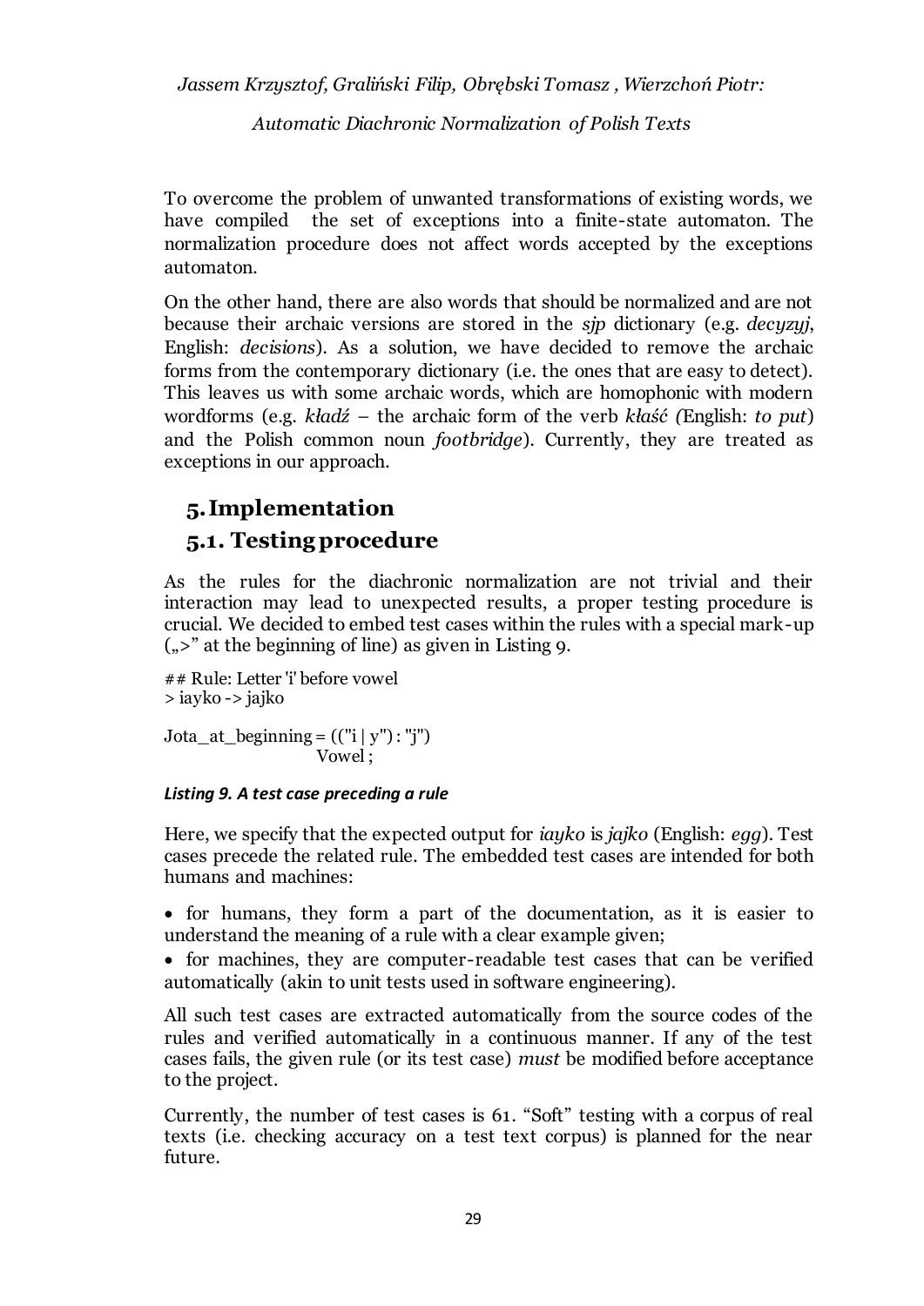To overcome the problem of unwanted transformations of existing words, we have compiled the set of exceptions into a finite-state automaton. The normalization procedure does not affect words accepted by the exceptions automaton.

On the other hand, there are also words that should be normalized and are not because their archaic versions are stored in the *sjp* dictionary (e.g. *decyzyj*, English: *decisions*). As a solution, we have decided to remove the archaic forms from the contemporary dictionary (i.e. the ones that are easy to detect). This leaves us with some archaic words, which are homophonic with modern wordforms (e.g. *kładź* – the archaic form of the verb *kłaść (*English: *to put*) and the Polish common noun *footbridge*). Currently, they are treated as exceptions in our approach.

# 5. Implementation

## 5.1. Testing procedure

As the rules for the diachronic normalization are not trivial and their interaction may lead to unexpected results, a proper testing procedure is crucial. We decided to embed test cases within the rules with a special mark-up („>" at the beginning of line) as given in Listing 9.

```
## Rule: Letter 'i' before vowel
> iayko -> jajko

Jota_at_beginning = (("i | y") : "j")
                    Vowel ;
```

***Listing 9. A test case preceding a rule***

Here, we specify that the expected output for *iayko* is *jajko* (English: *egg*). Test cases precede the related rule. The embedded test cases are intended for both humans and machines:

- for humans, they form a part of the documentation, as it is easier to understand the meaning of a rule with a clear example given;
- for machines, they are computer-readable test cases that can be verified automatically (akin to unit tests used in software engineering).

All such test cases are extracted automatically from the source codes of the rules and verified automatically in a continuous manner. If any of the test cases fails, the given rule (or its test case) *must* be modified before acceptance to the project.

Currently, the number of test cases is 61. "Soft" testing with a corpus of real texts (i.e. checking accuracy on a test text corpus) is planned for the near future.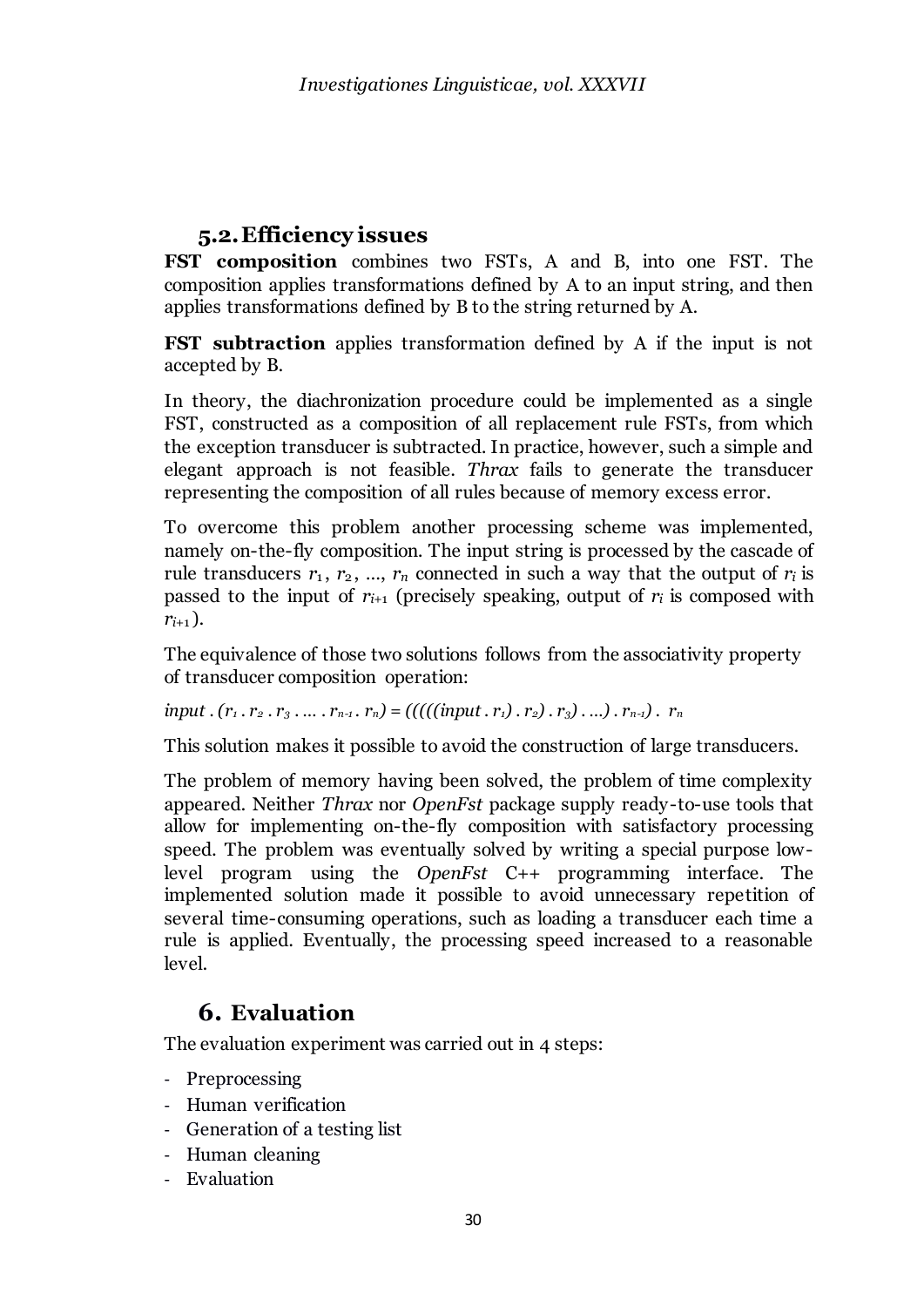## 5.2. Efficiency issues

**FST composition** combines two FSTs, A and B, into one FST. The composition applies transformations defined by A to an input string, and then applies transformations defined by B to the string returned by A.

**FST subtraction** applies transformation defined by A if the input is not accepted by B.

In theory, the diachronization procedure could be implemented as a single FST, constructed as a composition of all replacement rule FSTs, from which the exception transducer is subtracted. In practice, however, such a simple and elegant approach is not feasible. *Thrax* fails to generate the transducer representing the composition of all rules because of memory excess error.

To overcome this problem another processing scheme was implemented, namely on-the-fly composition. The input string is processed by the cascade of rule transducers $r_1$, $r_2$, ..., $r_n$ connected in such a way that the output of $r_i$ is passed to the input of $r_{i+1}$ (precisely speaking, output of $r_i$ is composed with $r_{i+1}$).

The equivalence of those two solutions follows from the associativity property of transducer composition operation:

$$input . (r_1 . r_2 . r_3 . \ldots . r_{n-1} . r_n) = (((((input . r_1) . r_2) . r_3) . \ldots) . r_{n-1}) . r_n$$

This solution makes it possible to avoid the construction of large transducers.

The problem of memory having been solved, the problem of time complexity appeared. Neither *Thrax* nor *OpenFst* package supply ready-to-use tools that allow for implementing on-the-fly composition with satisfactory processing speed. The problem was eventually solved by writing a special purpose low-level program using the *OpenFst* C++ programming interface. The implemented solution made it possible to avoid unnecessary repetition of several time-consuming operations, such as loading a transducer each time a rule is applied. Eventually, the processing speed increased to a reasonable level.

# 6. Evaluation

The evaluation experiment was carried out in 4 steps:

- Preprocessing
- Human verification
- Generation of a testing list
- Human cleaning
- Evaluation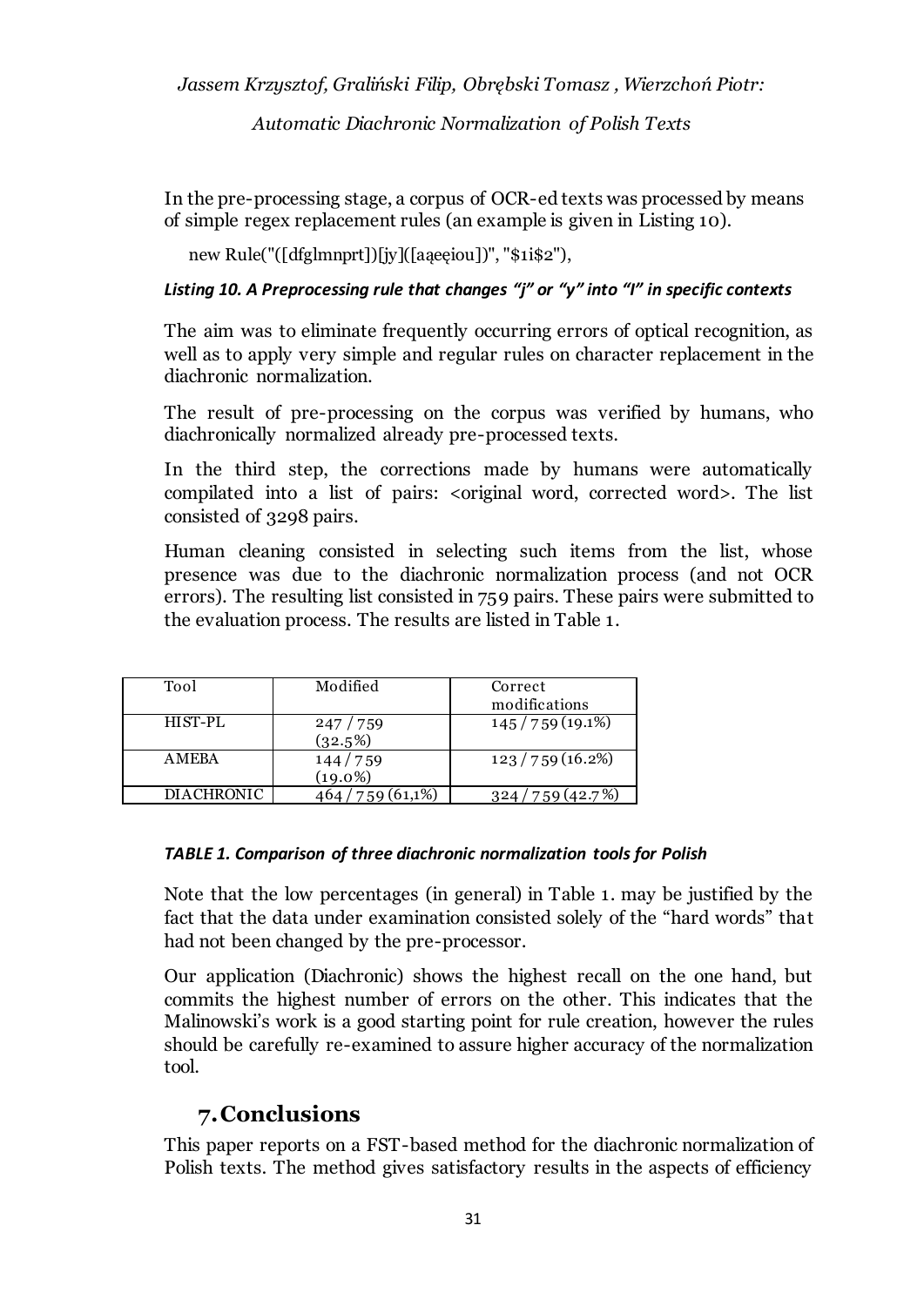In the pre-processing stage, a corpus of OCR-ed texts was processed by means of simple regex replacement rules (an example is given in Listing 10).

```
new Rule("([dfglmnprt])[jy]([aąeęiou])", "$1i$2"),
```

***Listing 10. A Preprocessing rule that changes "j" or "y" into "I" in specific contexts***

The aim was to eliminate frequently occurring errors of optical recognition, as well as to apply very simple and regular rules on character replacement in the diachronic normalization.

The result of pre-processing on the corpus was verified by humans, who diachronically normalized already pre-processed texts.

In the third step, the corrections made by humans were automatically compilated into a list of pairs: <original word, corrected word>. The list consisted of 3298 pairs.

Human cleaning consisted in selecting such items from the list, whose presence was due to the diachronic normalization process (and not OCR errors). The resulting list consisted in 759 pairs. These pairs were submitted to the evaluation process. The results are listed in Table 1.

| Tool | Modified | Correct modifications |
|---|---|---|
| HIST-PL | 247 / 759 (32.5%) | 145 / 759 (19.1%) |
| AMEBA | 144 / 759 (19.0%) | 123 / 759 (16.2%) |
| DIACHRONIC | 464 / 759 (61,1%) | 324 / 759 (42.7%) |

***TABLE 1. Comparison of three diachronic normalization tools for Polish***

Note that the low percentages (in general) in Table 1. may be justified by the fact that the data under examination consisted solely of the "hard words" that had not been changed by the pre-processor.

Our application (Diachronic) shows the highest recall on the one hand, but commits the highest number of errors on the other. This indicates that the Malinowski's work is a good starting point for rule creation, however the rules should be carefully re-examined to assure higher accuracy of the normalization tool.

## 7. Conclusions

This paper reports on a FST-based method for the diachronic normalization of Polish texts. The method gives satisfactory results in the aspects of efficiency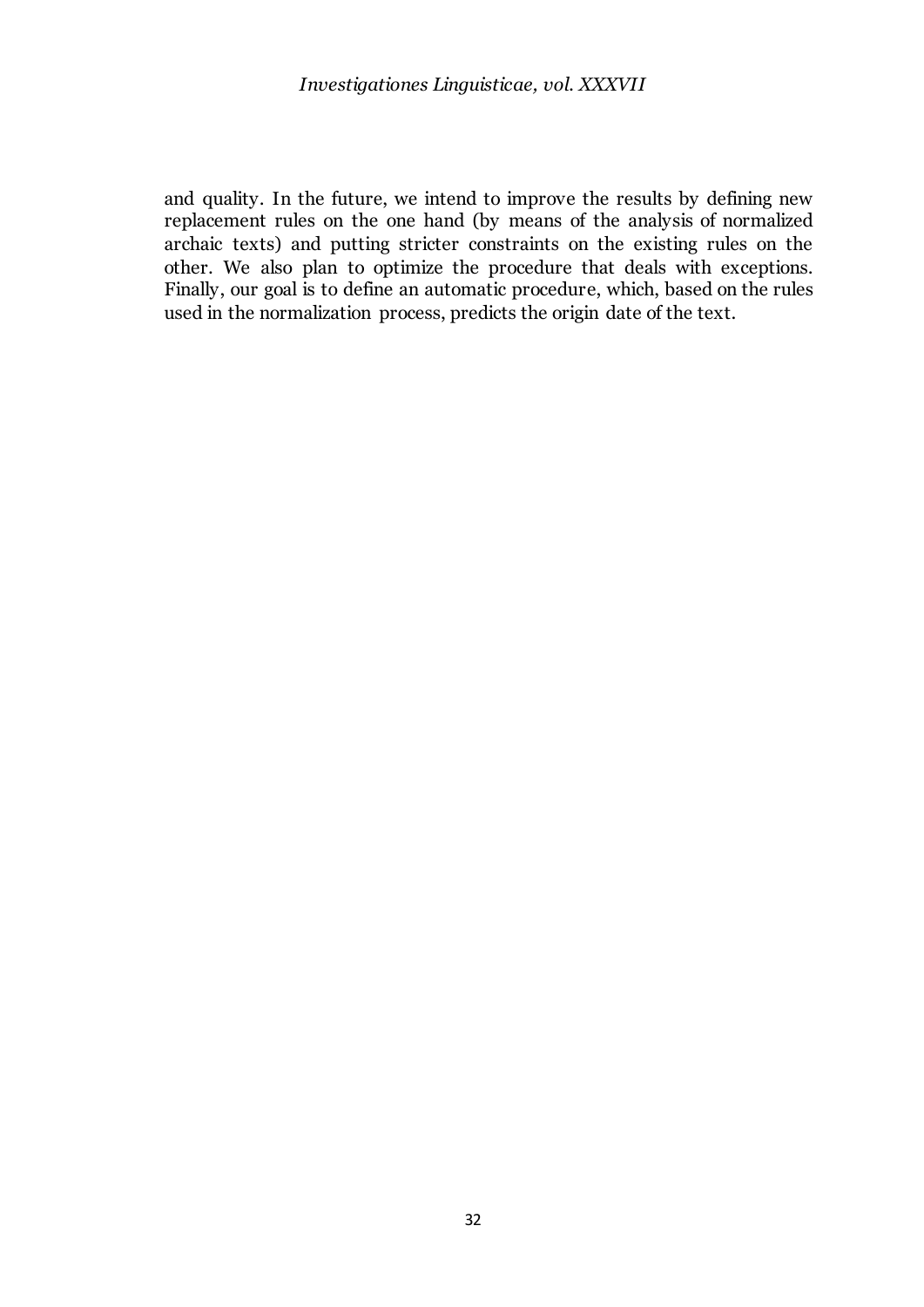and quality. In the future, we intend to improve the results by defining new replacement rules on the one hand (by means of the analysis of normalized archaic texts) and putting stricter constraints on the existing rules on the other. We also plan to optimize the procedure that deals with exceptions. Finally, our goal is to define an automatic procedure, which, based on the rules used in the normalization process, predicts the origin date of the text.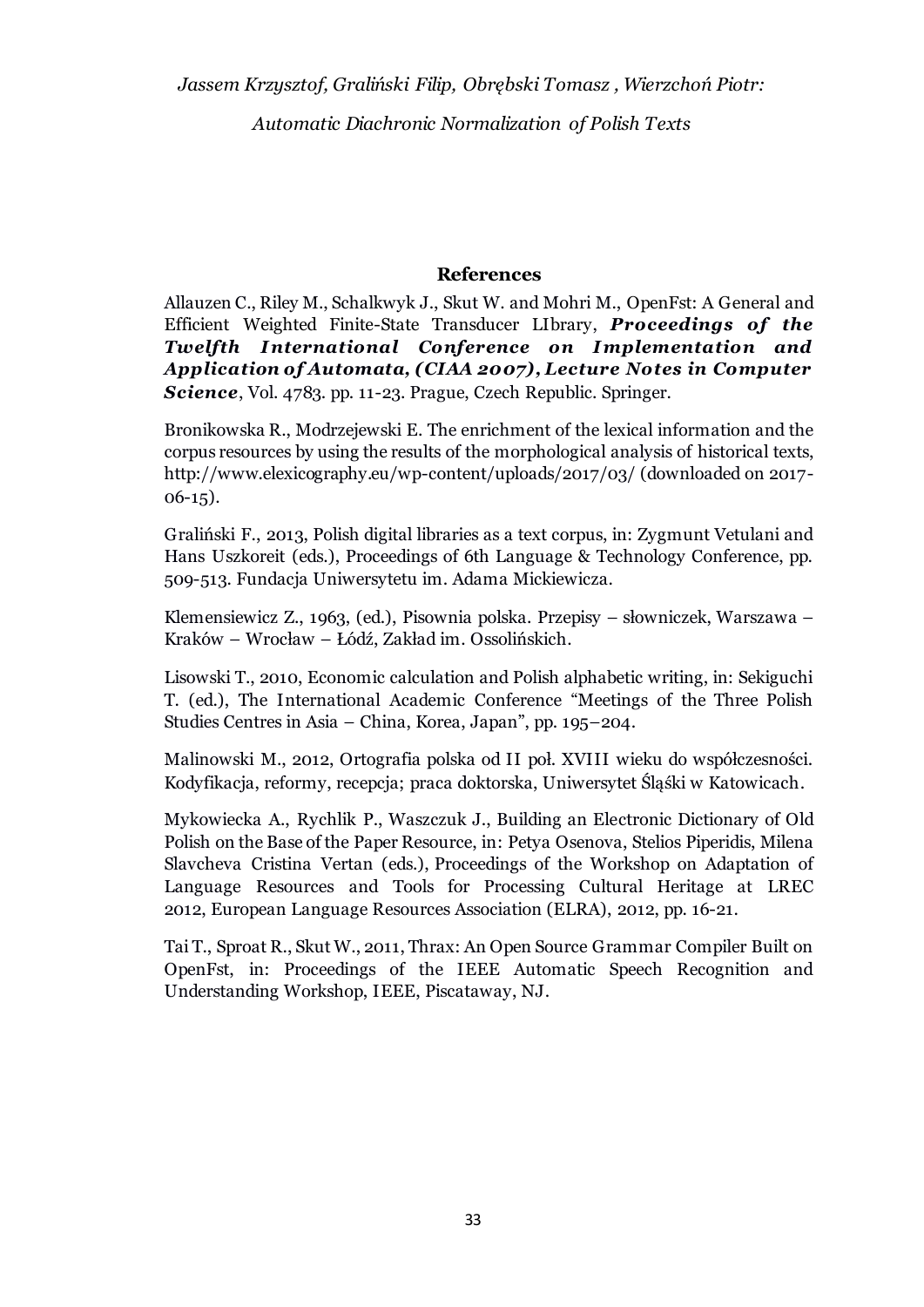## References

Allauzen C., Riley M., Schalkwyk J., Skut W. and Mohri M., OpenFst: A General and Efficient Weighted Finite-State Transducer LIbrary, ***Proceedings of the Twelfth International Conference on Implementation and Application of Automata, (CIAA 2007), Lecture Notes in Computer Science***, Vol. 4783. pp. 11-23. Prague, Czech Republic. Springer.

Bronikowska R., Modrzejewski E. The enrichment of the lexical information and the corpus resources by using the results of the morphological analysis of historical texts, http://www.elexicography.eu/wp-content/uploads/2017/03/ (downloaded on 2017-06-15).

Graliński F., 2013, Polish digital libraries as a text corpus, in: Zygmunt Vetulani and Hans Uszkoreit (eds.), Proceedings of 6th Language & Technology Conference, pp. 509-513. Fundacja Uniwersytetu im. Adama Mickiewicza.

Klemensiewicz Z., 1963, (ed.), Pisownia polska. Przepisy – słowniczek, Warszawa – Kraków – Wrocław – Łódź, Zakład im. Ossolińskich.

Lisowski T., 2010, Economic calculation and Polish alphabetic writing, in: Sekiguchi T. (ed.), The International Academic Conference "Meetings of the Three Polish Studies Centres in Asia – China, Korea, Japan", pp. 195–204.

Malinowski M., 2012, Ortografia polska od II poł. XVIII wieku do współczesności. Kodyfikacja, reformy, recepcja; praca doktorska, Uniwersytet Śląśki w Katowicach.

Mykowiecka A., Rychlik P., Waszczuk J., Building an Electronic Dictionary of Old Polish on the Base of the Paper Resource, in: Petya Osenova, Stelios Piperidis, Milena Slavcheva Cristina Vertan (eds.), Proceedings of the Workshop on Adaptation of Language Resources and Tools for Processing Cultural Heritage at LREC 2012, European Language Resources Association (ELRA), 2012, pp. 16-21.

Tai T., Sproat R., Skut W., 2011, Thrax: An Open Source Grammar Compiler Built on OpenFst, in: Proceedings of the IEEE Automatic Speech Recognition and Understanding Workshop, IEEE, Piscataway, NJ.